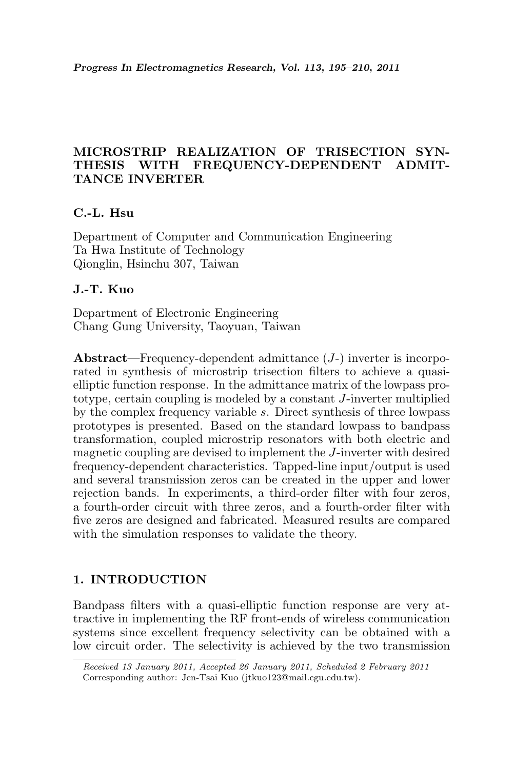# MICROSTRIP REALIZATION OF TRISECTION SYNTHESIS WITH FREQUENCY-DEPENDENT ADMITTANCE INVERTER

**C.-L. Hsu**

Department of Computer and Communication Engineering
Ta Hwa Institute of Technology
Qionglin, Hsinchu 307, Taiwan

**J.-T. Kuo**

Department of Electronic Engineering
Chang Gung University, Taoyuan, Taiwan

**Abstract**—Frequency-dependent admittance ($J$-) inverter is incorporated in synthesis of microstrip trisection filters to achieve a quasi-elliptic function response. In the admittance matrix of the lowpass prototype, certain coupling is modeled by a constant $J$-inverter multiplied by the complex frequency variable $s$. Direct synthesis of three lowpass prototypes is presented. Based on the standard lowpass to bandpass transformation, coupled microstrip resonators with both electric and magnetic coupling are devised to implement the $J$-inverter with desired frequency-dependent characteristics. Tapped-line input/output is used and several transmission zeros can be created in the upper and lower rejection bands. In experiments, a third-order filter with four zeros, a fourth-order circuit with three zeros, and a fourth-order filter with five zeros are designed and fabricated. Measured results are compared with the simulation responses to validate the theory.

## 1. INTRODUCTION

Bandpass filters with a quasi-elliptic function response are very attractive in implementing the RF front-ends of wireless communication systems since excellent frequency selectivity can be obtained with a low circuit order. The selectivity is achieved by the two transmission

*Received 13 January 2011, Accepted 26 January 2011, Scheduled 2 February 2011*
Corresponding author: Jen-Tsai Kuo (jtkuo123@mail.cgu.edu.tw).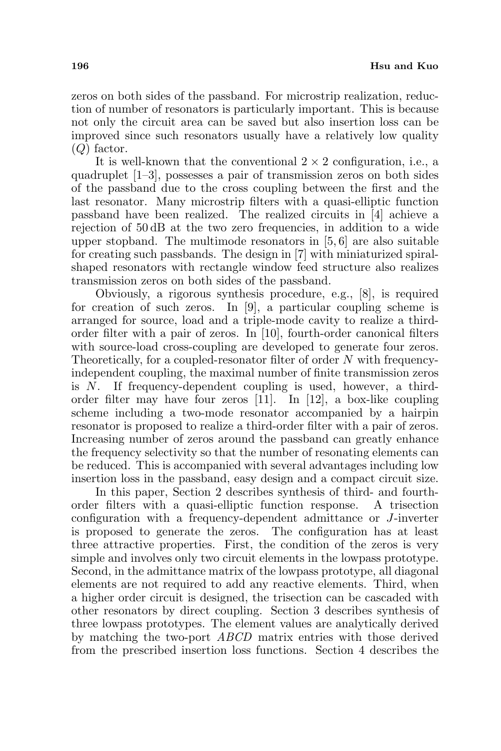zeros on both sides of the passband. For microstrip realization, reduction of number of resonators is particularly important. This is because not only the circuit area can be saved but also insertion loss can be improved since such resonators usually have a relatively low quality ($Q$) factor.

It is well-known that the conventional $2 \times 2$ configuration, i.e., a quadruplet [1–3], possesses a pair of transmission zeros on both sides of the passband due to the cross coupling between the first and the last resonator. Many microstrip filters with a quasi-elliptic function passband have been realized. The realized circuits in [4] achieve a rejection of 50 dB at the two zero frequencies, in addition to a wide upper stopband. The multimode resonators in [5, 6] are also suitable for creating such passbands. The design in [7] with miniaturized spiral-shaped resonators with rectangle window feed structure also realizes transmission zeros on both sides of the passband.

Obviously, a rigorous synthesis procedure, e.g., [8], is required for creation of such zeros. In [9], a particular coupling scheme is arranged for source, load and a triple-mode cavity to realize a third-order filter with a pair of zeros. In [10], fourth-order canonical filters with source-load cross-coupling are developed to generate four zeros. Theoretically, for a coupled-resonator filter of order $N$ with frequency-independent coupling, the maximal number of finite transmission zeros is $N$. If frequency-dependent coupling is used, however, a third-order filter may have four zeros [11]. In [12], a box-like coupling scheme including a two-mode resonator accompanied by a hairpin resonator is proposed to realize a third-order filter with a pair of zeros. Increasing number of zeros around the passband can greatly enhance the frequency selectivity so that the number of resonating elements can be reduced. This is accompanied with several advantages including low insertion loss in the passband, easy design and a compact circuit size.

In this paper, Section 2 describes synthesis of third- and fourth-order filters with a quasi-elliptic function response. A trisection configuration with a frequency-dependent admittance or $J$-inverter is proposed to generate the zeros. The configuration has at least three attractive properties. First, the condition of the zeros is very simple and involves only two circuit elements in the lowpass prototype. Second, in the admittance matrix of the lowpass prototype, all diagonal elements are not required to add any reactive elements. Third, when a higher order circuit is designed, the trisection can be cascaded with other resonators by direct coupling. Section 3 describes synthesis of three lowpass prototypes. The element values are analytically derived by matching the two-port *ABCD* matrix entries with those derived from the prescribed insertion loss functions. Section 4 describes the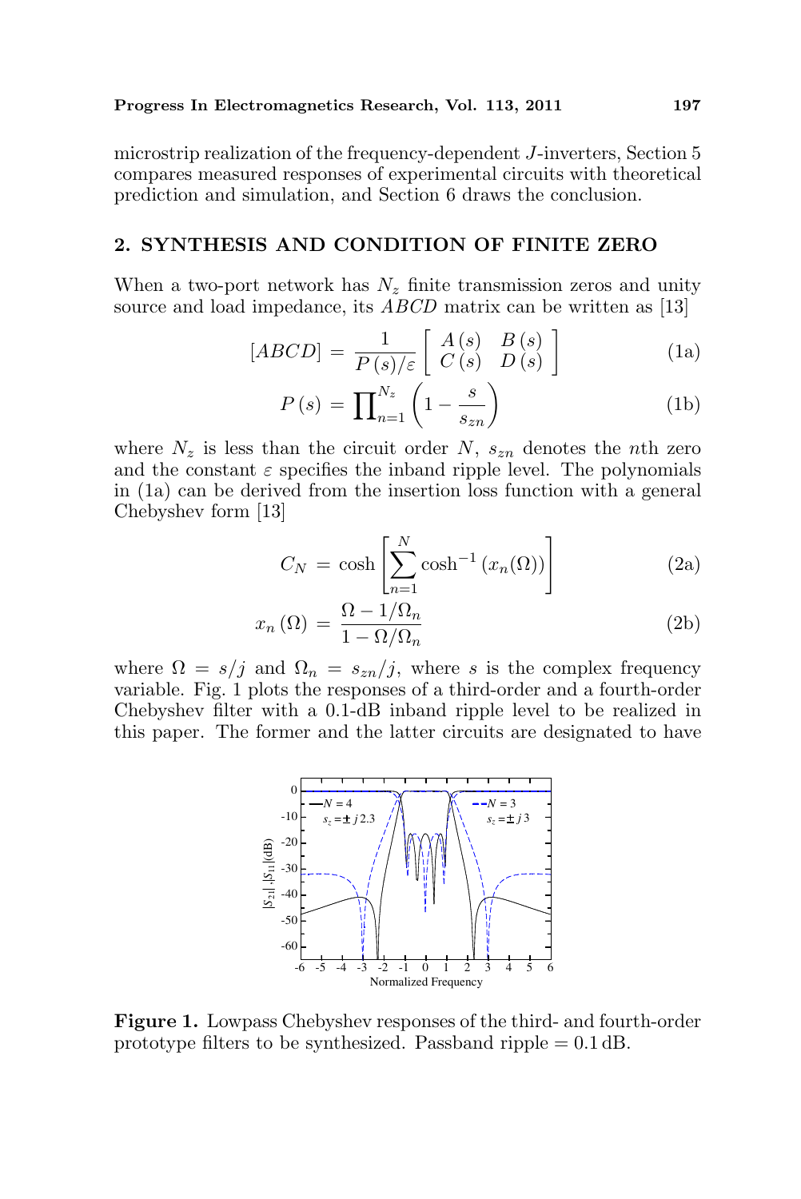microstrip realization of the frequency-dependent $J$-inverters, Section 5 compares measured responses of experimental circuits with theoretical prediction and simulation, and Section 6 draws the conclusion.

## 2. SYNTHESIS AND CONDITION OF FINITE ZERO

When a two-port network has $N_z$ finite transmission zeros and unity source and load impedance, its $ABCD$ matrix can be written as [13]

$$[ABCD] = \frac{1}{P(s)/\varepsilon} \begin{bmatrix} A(s) & B(s) \\ C(s) & D(s) \end{bmatrix} \tag{1a}$$

$$P(s) = \prod_{n=1}^{N_z} \left(1 - \frac{s}{s_{zn}}\right) \tag{1b}$$

where $N_z$ is less than the circuit order $N$, $s_{zn}$ denotes the $n$th zero and the constant $\varepsilon$ specifies the inband ripple level. The polynomials in (1a) can be derived from the insertion loss function with a general Chebyshev form [13]

$$C_N = \cosh\left[\sum_{n=1}^{N} \cosh^{-1}(x_n(\Omega))\right] \tag{2a}$$

$$x_n(\Omega) = \frac{\Omega - 1/\Omega_n}{1 - \Omega/\Omega_n} \tag{2b}$$

where $\Omega = s/j$ and $\Omega_n = s_{zn}/j$, where $s$ is the complex frequency variable. Fig. 1 plots the responses of a third-order and a fourth-order Chebyshev filter with a 0.1-dB inband ripple level to be realized in this paper. The former and the latter circuits are designated to have

$N = 4$, $s_z = \pm j2.3$

$N = 3$, $s_z = \pm j3$

$|S_{21}|, |S_{11}|$(dB)

0, -10, -20, -30, -40, -50, -60

-6, -5, -4, -3, -2, -1, 0, 1, 2, 3, 4, 5, 6

Normalized Frequency

**Figure 1.** Lowpass Chebyshev responses of the third- and fourth-order prototype filters to be synthesized. Passband ripple = 0.1 dB.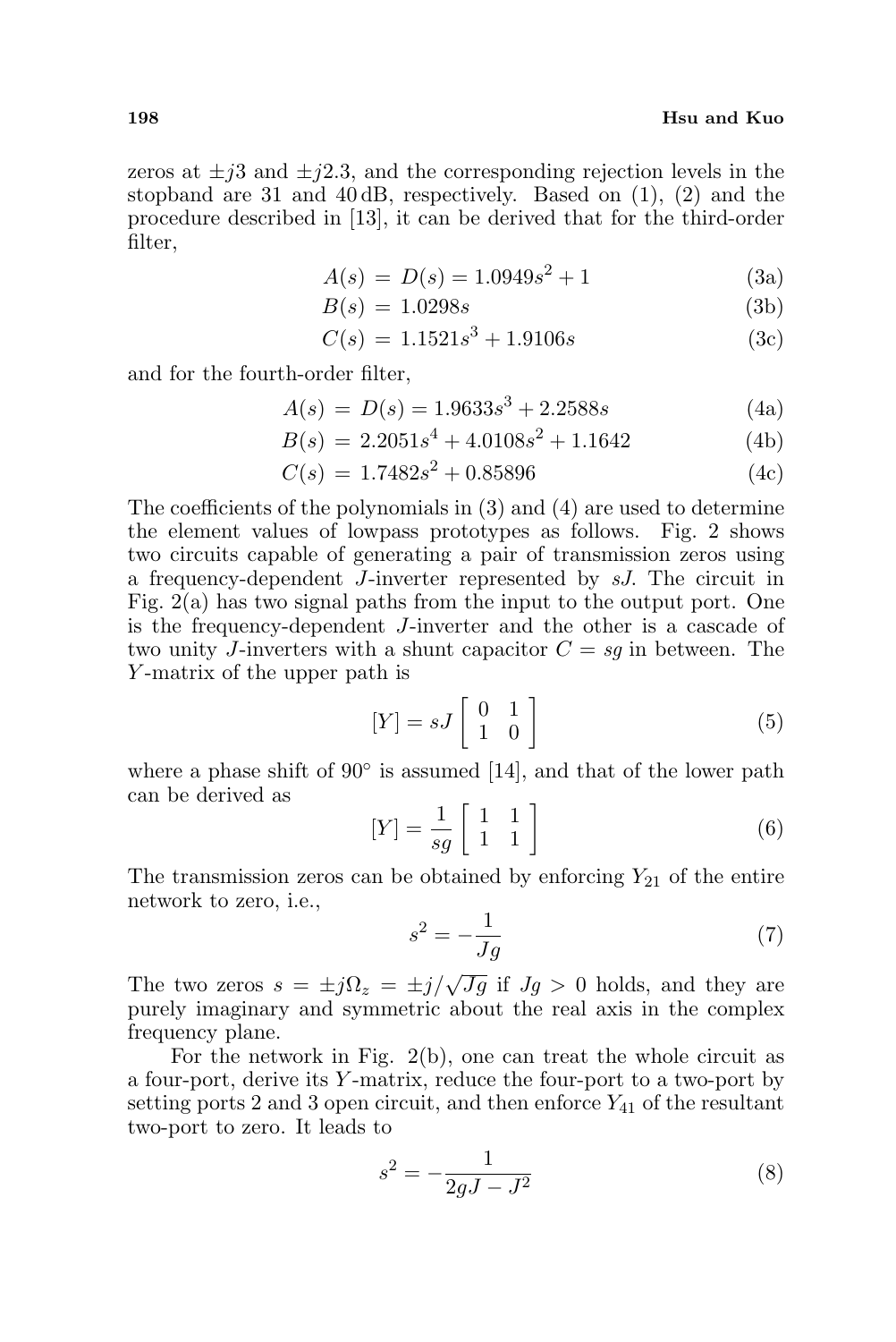zeros at $\pm j3$ and $\pm j2.3$, and the corresponding rejection levels in the stopband are 31 and 40 dB, respectively. Based on (1), (2) and the procedure described in [13], it can be derived that for the third-order filter,

$$A(s) = D(s) = 1.0949s^2 + 1 \tag{3a}$$

$$B(s) = 1.0298s \tag{3b}$$

$$C(s) = 1.1521s^3 + 1.9106s \tag{3c}$$

and for the fourth-order filter,

$$A(s) = D(s) = 1.9633s^3 + 2.2588s \tag{4a}$$

$$B(s) = 2.2051s^4 + 4.0108s^2 + 1.1642 \tag{4b}$$

$$C(s) = 1.7482s^2 + 0.85896 \tag{4c}$$

The coefficients of the polynomials in (3) and (4) are used to determine the element values of lowpass prototypes as follows. Fig. 2 shows two circuits capable of generating a pair of transmission zeros using a frequency-dependent $J$-inverter represented by $sJ$. The circuit in Fig. 2(a) has two signal paths from the input to the output port. One is the frequency-dependent $J$-inverter and the other is a cascade of two unity $J$-inverters with a shunt capacitor $C = sg$ in between. The $Y$-matrix of the upper path is

$$[Y] = sJ \begin{bmatrix} 0 & 1 \\ 1 & 0 \end{bmatrix} \tag{5}$$

where a phase shift of 90° is assumed [14], and that of the lower path can be derived as

$$[Y] = \frac{1}{sg} \begin{bmatrix} 1 & 1 \\ 1 & 1 \end{bmatrix} \tag{6}$$

The transmission zeros can be obtained by enforcing $Y_{21}$ of the entire network to zero, i.e.,

$$s^2 = -\frac{1}{Jg} \tag{7}$$

The two zeros $s = \pm j\Omega_z = \pm j/\sqrt{Jg}$ if $Jg > 0$ holds, and they are purely imaginary and symmetric about the real axis in the complex frequency plane.

For the network in Fig. 2(b), one can treat the whole circuit as a four-port, derive its $Y$-matrix, reduce the four-port to a two-port by setting ports 2 and 3 open circuit, and then enforce $Y_{41}$ of the resultant two-port to zero. It leads to

$$s^2 = -\frac{1}{2gJ - J^2} \tag{8}$$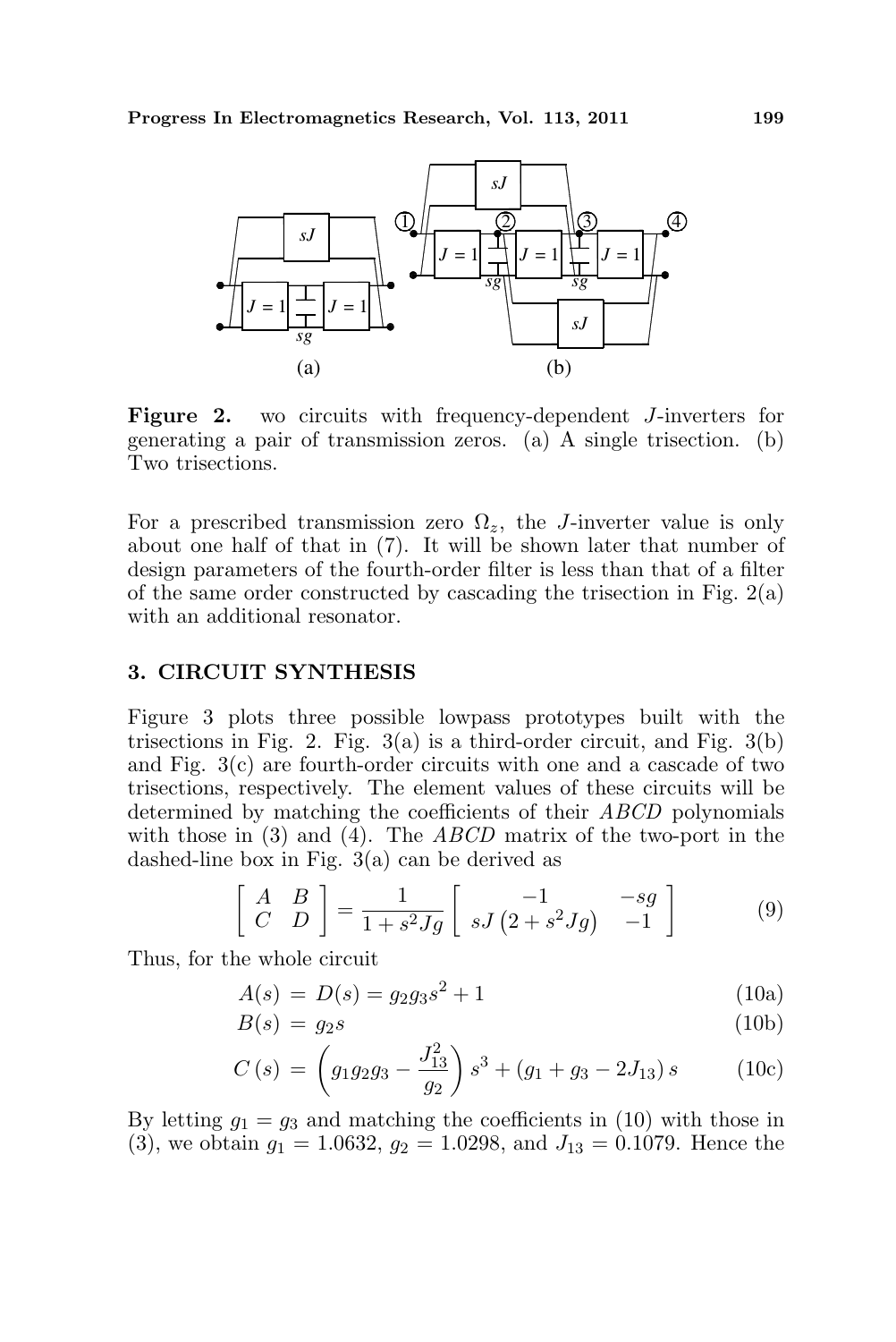**Figure 2.** wo circuits with frequency-dependent $J$-inverters for generating a pair of transmission zeros. (a) A single trisection. (b) Two trisections.

For a prescribed transmission zero $\Omega_z$, the $J$-inverter value is only about one half of that in (7). It will be shown later that number of design parameters of the fourth-order filter is less than that of a filter of the same order constructed by cascading the trisection in Fig. 2(a) with an additional resonator.

## 3. CIRCUIT SYNTHESIS

Figure 3 plots three possible lowpass prototypes built with the trisections in Fig. 2. Fig. 3(a) is a third-order circuit, and Fig. 3(b) and Fig. 3(c) are fourth-order circuits with one and a cascade of two trisections, respectively. The element values of these circuits will be determined by matching the coefficients of their $ABCD$ polynomials with those in (3) and (4). The $ABCD$ matrix of the two-port in the dashed-line box in Fig. 3(a) can be derived as

$$\begin{bmatrix} A & B \\ C & D \end{bmatrix} = \frac{1}{1+s^2 Jg} \begin{bmatrix} -1 & -sg \\ sJ\left(2+s^2 Jg\right) & -1 \end{bmatrix} \tag{9}$$

Thus, for the whole circuit

$$A(s) = D(s) = g_2 g_3 s^2 + 1 \tag{10a}$$

$$B(s) = g_2 s \tag{10b}$$

$$C(s) = \left(g_1 g_2 g_3 - \frac{J_{13}^2}{g_2}\right) s^3 + \left(g_1 + g_3 - 2J_{13}\right) s \tag{10c}$$

By letting $g_1 = g_3$ and matching the coefficients in (10) with those in (3), we obtain $g_1 = 1.0632$, $g_2 = 1.0298$, and $J_{13} = 0.1079$. Hence the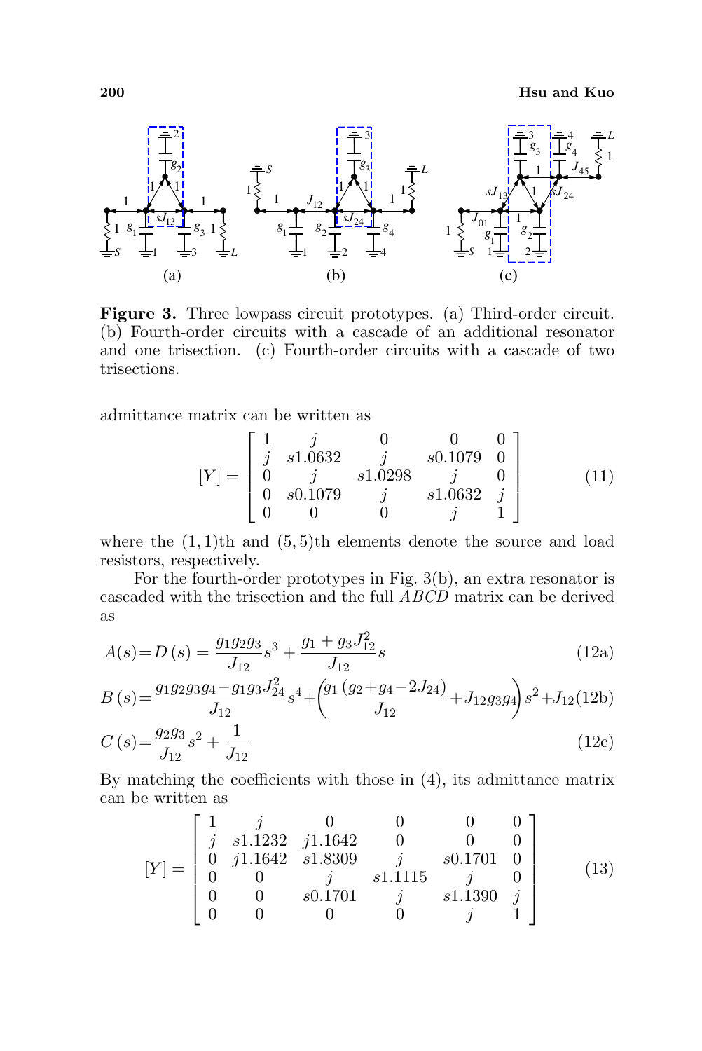Figure 3. Three lowpass circuit prototypes. (a) Third-order circuit. (b) Fourth-order circuits with a cascade of an additional resonator and one trisection. (c) Fourth-order circuits with a cascade of two trisections.

admittance matrix can be written as

$$[Y] = \begin{bmatrix} 1 & j & 0 & 0 & 0 \\ j & s1.0632 & j & s0.1079 & 0 \\ 0 & j & s1.0298 & j & 0 \\ 0 & s0.1079 & j & s1.0632 & j \\ 0 & 0 & 0 & j & 1 \end{bmatrix} \tag{11}$$

where the $(1,1)$th and $(5,5)$th elements denote the source and load resistors, respectively.

For the fourth-order prototypes in Fig. 3(b), an extra resonator is cascaded with the trisection and the full $ABCD$ matrix can be derived as

$$A(s) = D(s) = \frac{g_1 g_2 g_3}{J_{12}} s^3 + \frac{g_1 + g_3 J_{12}^2}{J_{12}} s \tag{12a}$$

$$B(s) = \frac{g_1 g_2 g_3 g_4 - g_1 g_3 J_{24}^2}{J_{12}} s^4 + \left( \frac{g_1 (g_2 + g_4 - 2J_{24})}{J_{12}} + J_{12} g_3 g_4 \right) s^2 + J_{12} \tag{12b}$$

$$C(s) = \frac{g_2 g_3}{J_{12}} s^2 + \frac{1}{J_{12}} \tag{12c}$$

By matching the coefficients with those in (4), its admittance matrix can be written as

$$[Y] = \begin{bmatrix} 1 & j & 0 & 0 & 0 & 0 \\ j & s1.1232 & j1.1642 & 0 & 0 & 0 \\ 0 & j1.1642 & s1.8309 & j & s0.1701 & 0 \\ 0 & 0 & j & s1.1115 & j & 0 \\ 0 & 0 & s0.1701 & j & s1.1390 & j \\ 0 & 0 & 0 & 0 & j & 1 \end{bmatrix} \tag{13}$$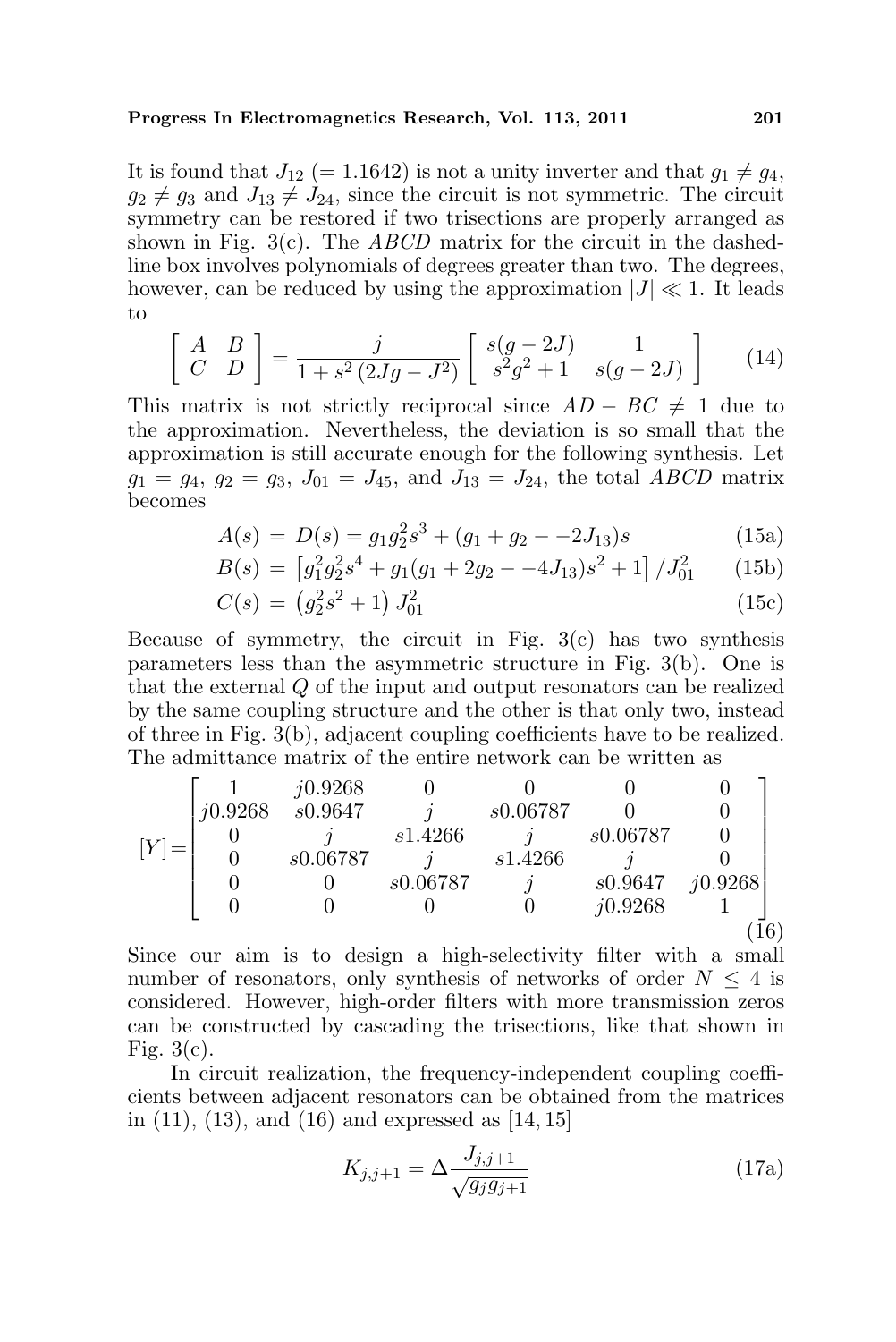It is found that $J_{12}$ (= 1.1642) is not a unity inverter and that $g_1 \neq g_4$, $g_2 \neq g_3$ and $J_{13} \neq J_{24}$, since the circuit is not symmetric. The circuit symmetry can be restored if two trisections are properly arranged as shown in Fig. 3(c). The *ABCD* matrix for the circuit in the dashed-line box involves polynomials of degrees greater than two. The degrees, however, can be reduced by using the approximation $|J| \ll 1$. It leads to

$$\begin{bmatrix} A & B \\ C & D \end{bmatrix} = \frac{j}{1 + s^2 \left(2Jg - J^2\right)} \begin{bmatrix} s(g-2J) & 1 \\ s^2 g^2 + 1 & s(g-2J) \end{bmatrix} \tag{14}$$

This matrix is not strictly reciprocal since $AD - BC \neq 1$ due to the approximation. Nevertheless, the deviation is so small that the approximation is still accurate enough for the following synthesis. Let $g_1 = g_4$, $g_2 = g_3$, $J_{01} = J_{45}$, and $J_{13} = J_{24}$, the total *ABCD* matrix becomes

$$A(s) = D(s) = g_1 g_2^2 s^3 + (g_1 + g_2 - -2J_{13})s \tag{15a}$$

$$B(s) = \left[g_1^2 g_2^2 s^4 + g_1(g_1 + 2g_2 - -4J_{13})s^2 + 1\right] / J_{01}^2 \tag{15b}$$

$$C(s) = \left(g_2^2 s^2 + 1\right) J_{01}^2 \tag{15c}$$

Because of symmetry, the circuit in Fig. 3(c) has two synthesis parameters less than the asymmetric structure in Fig. 3(b). One is that the external $Q$ of the input and output resonators can be realized by the same coupling structure and the other is that only two, instead of three in Fig. 3(b), adjacent coupling coefficients have to be realized. The admittance matrix of the entire network can be written as

$$[Y] = \begin{bmatrix} 1 & j0.9268 & 0 & 0 & 0 & 0 \\ j0.9268 & s0.9647 & j & s0.06787 & 0 & 0 \\ 0 & j & s1.4266 & j & s0.06787 & 0 \\ 0 & s0.06787 & j & s1.4266 & j & 0 \\ 0 & 0 & s0.06787 & j & s0.9647 & j0.9268 \\ 0 & 0 & 0 & 0 & j0.9268 & 1 \end{bmatrix} \tag{16}$$

Since our aim is to design a high-selectivity filter with a small number of resonators, only synthesis of networks of order $N \leq 4$ is considered. However, high-order filters with more transmission zeros can be constructed by cascading the trisections, like that shown in Fig. 3(c).

In circuit realization, the frequency-independent coupling coefficients between adjacent resonators can be obtained from the matrices in (11), (13), and (16) and expressed as [14, 15]

$$K_{j,j+1} = \Delta \frac{J_{j,j+1}}{\sqrt{g_j g_{j+1}}} \tag{17a}$$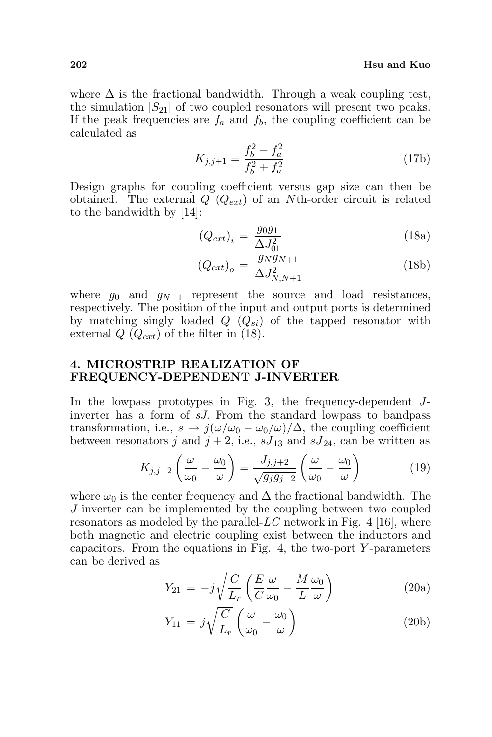where $\Delta$ is the fractional bandwidth. Through a weak coupling test, the simulation $|S_{21}|$ of two coupled resonators will present two peaks. If the peak frequencies are $f_a$ and $f_b$, the coupling coefficient can be calculated as

$$K_{j,j+1} = \frac{f_b^2 - f_a^2}{f_b^2 + f_a^2} \tag{17b}$$

Design graphs for coupling coefficient versus gap size can then be obtained. The external $Q$ ($Q_{ext}$) of an $N$th-order circuit is related to the bandwidth by [14]:

$$(Q_{ext})_i = \frac{g_0 g_1}{\Delta J_{01}^2} \tag{18a}$$

$$(Q_{ext})_o = \frac{g_N g_{N+1}}{\Delta J_{N,N+1}^2} \tag{18b}$$

where $g_0$ and $g_{N+1}$ represent the source and load resistances, respectively. The position of the input and output ports is determined by matching singly loaded $Q$ ($Q_{si}$) of the tapped resonator with external $Q$ ($Q_{ext}$) of the filter in (18).

## 4. MICROSTRIP REALIZATION OF FREQUENCY-DEPENDENT J-INVERTER

In the lowpass prototypes in Fig. 3, the frequency-dependent $J$-inverter has a form of $sJ$. From the standard lowpass to bandpass transformation, i.e., $s \to j(\omega/\omega_0 - \omega_0/\omega)/\Delta$, the coupling coefficient between resonators $j$ and $j+2$, i.e., $sJ_{13}$ and $sJ_{24}$, can be written as

$$K_{j,j+2}\left(\frac{\omega}{\omega_0} - \frac{\omega_0}{\omega}\right) = \frac{J_{j,j+2}}{\sqrt{g_j g_{j+2}}}\left(\frac{\omega}{\omega_0} - \frac{\omega_0}{\omega}\right) \tag{19}$$

where $\omega_0$ is the center frequency and $\Delta$ the fractional bandwidth. The $J$-inverter can be implemented by the coupling between two coupled resonators as modeled by the parallel-$LC$ network in Fig. 4 [16], where both magnetic and electric coupling exist between the inductors and capacitors. From the equations in Fig. 4, the two-port $Y$-parameters can be derived as

$$Y_{21} = -j\sqrt{\frac{C}{L_r}}\left(\frac{E}{C}\frac{\omega}{\omega_0} - \frac{M}{L}\frac{\omega_0}{\omega}\right) \tag{20a}$$

$$Y_{11} = j\sqrt{\frac{C}{L_r}}\left(\frac{\omega}{\omega_0} - \frac{\omega_0}{\omega}\right) \tag{20b}$$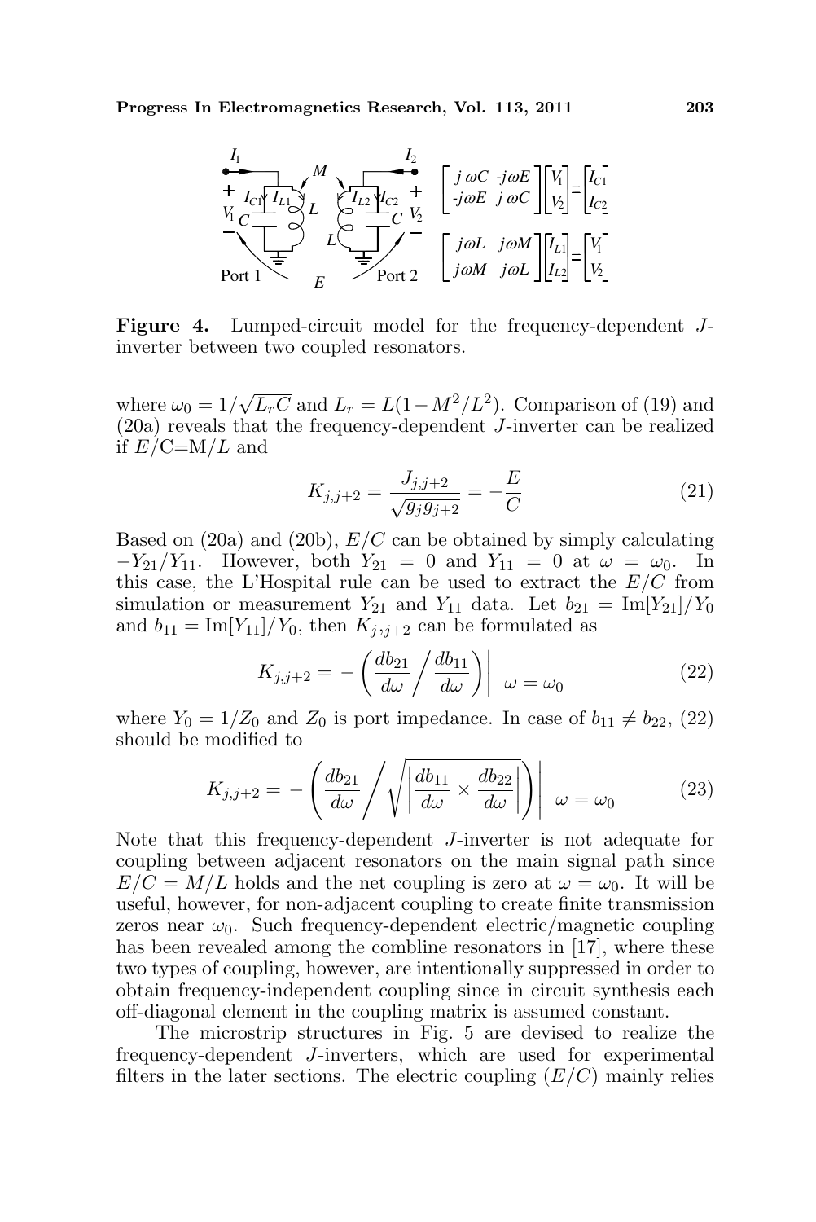Port 1

Port 2

$$\begin{bmatrix} j\omega C & -j\omega E \\ -j\omega E & j\omega C \end{bmatrix}\begin{bmatrix} V_1 \\ V_2 \end{bmatrix} = \begin{bmatrix} I_{C1} \\ I_{C2} \end{bmatrix}$$

$$\begin{bmatrix} j\omega L & j\omega M \\ j\omega M & j\omega L \end{bmatrix}\begin{bmatrix} I_{L1} \\ I_{L2} \end{bmatrix} = \begin{bmatrix} V_1 \\ V_2 \end{bmatrix}$$

**Figure 4.** Lumped-circuit model for the frequency-dependent $J$-inverter between two coupled resonators.

where $\omega_0 = 1/\sqrt{L_r C}$ and $L_r = L(1 - M^2/L^2)$. Comparison of (19) and (20a) reveals that the frequency-dependent $J$-inverter can be realized if $E/C = M/L$ and

$$K_{j,j+2} = \frac{J_{j,j+2}}{\sqrt{g_j g_{j+2}}} = -\frac{E}{C} \tag{21}$$

Based on (20a) and (20b), $E/C$ can be obtained by simply calculating $-Y_{21}/Y_{11}$. However, both $Y_{21} = 0$ and $Y_{11} = 0$ at $\omega = \omega_0$. In this case, the L'Hospital rule can be used to extract the $E/C$ from simulation or measurement $Y_{21}$ and $Y_{11}$ data. Let $b_{21} = \mathrm{Im}[Y_{21}]/Y_0$ and $b_{11} = \mathrm{Im}[Y_{11}]/Y_0$, then $K_{j,j+2}$ can be formulated as

$$K_{j,j+2} = -\left(\frac{db_{21}}{d\omega} \bigg/ \frac{db_{11}}{d\omega}\right)\bigg|_{\ \omega=\omega_0} \tag{22}$$

where $Y_0 = 1/Z_0$ and $Z_0$ is port impedance. In case of $b_{11} \neq b_{22}$, (22) should be modified to

$$K_{j,j+2} = -\left(\frac{db_{21}}{d\omega} \bigg/ \sqrt{\left|\frac{db_{11}}{d\omega} \times \frac{db_{22}}{d\omega}\right|}\right)\Bigg|_{\ \omega=\omega_0} \tag{23}$$

Note that this frequency-dependent $J$-inverter is not adequate for coupling between adjacent resonators on the main signal path since $E/C = M/L$ holds and the net coupling is zero at $\omega = \omega_0$. It will be useful, however, for non-adjacent coupling to create finite transmission zeros near $\omega_0$. Such frequency-dependent electric/magnetic coupling has been revealed among the combline resonators in [17], where these two types of coupling, however, are intentionally suppressed in order to obtain frequency-independent coupling since in circuit synthesis each off-diagonal element in the coupling matrix is assumed constant.

The microstrip structures in Fig. 5 are devised to realize the frequency-dependent $J$-inverters, which are used for experimental filters in the later sections. The electric coupling ($E/C$) mainly relies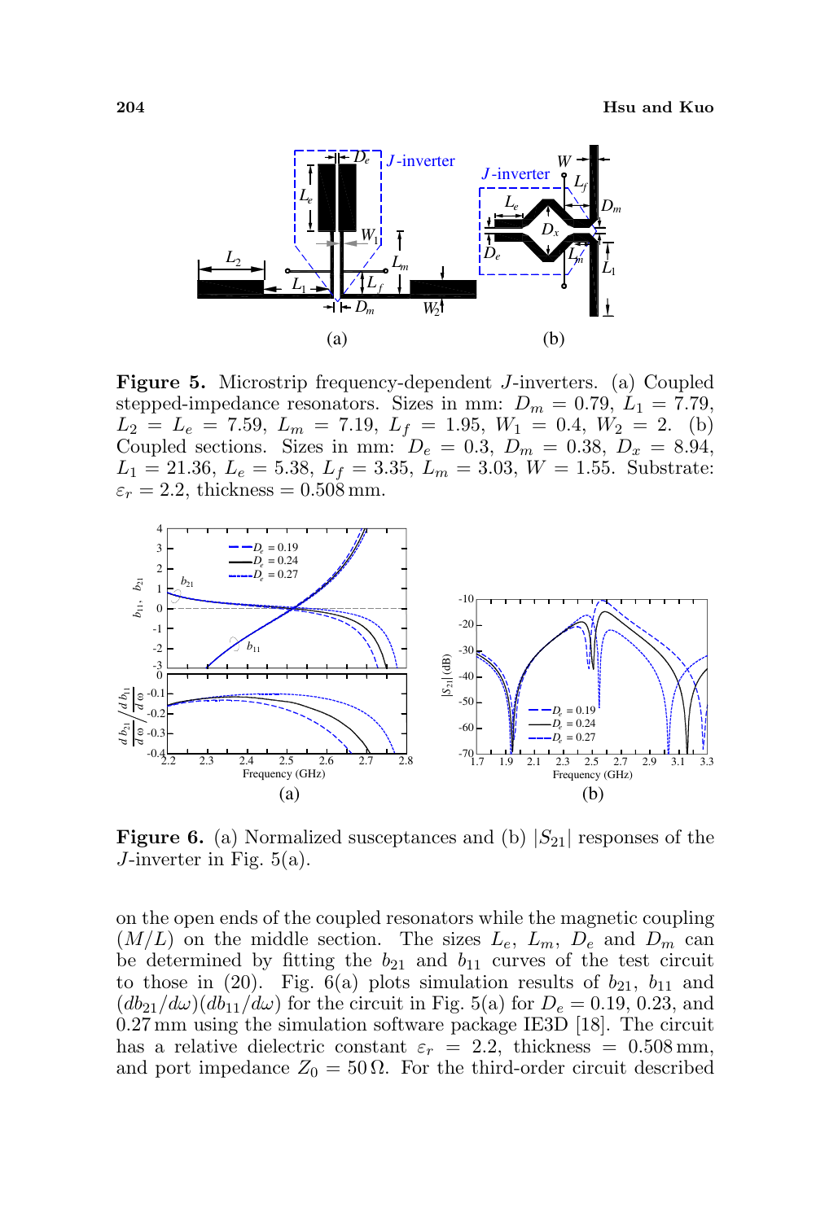J-inverter

$D_e$

$L_e$

$W_1$

$L_m$

$L_2$

$L_1$

$L_f$

$D_m$

$W_2$

(a)

J-inverter

$W$

$L_f$

$L_e$

$D_m$

$D_x$

$D_e$

$L_m$

$L_1$

(b)

**Figure 5.** Microstrip frequency-dependent $J$-inverters. (a) Coupled stepped-impedance resonators. Sizes in mm: $D_m = 0.79$, $L_1 = 7.79$, $L_2 = L_e = 7.59$, $L_m = 7.19$, $L_f = 1.95$, $W_1 = 0.4$, $W_2 = 2$. (b) Coupled sections. Sizes in mm: $D_e = 0.3$, $D_m = 0.38$, $D_x = 8.94$, $L_1 = 21.36$, $L_e = 5.38$, $L_f = 3.35$, $L_m = 3.03$, $W = 1.55$. Substrate: $\varepsilon_r = 2.2$, thickness $= 0.508$ mm.

$b_{11}$, $b_{21}$

$D_e = 0.19$

$D_e = 0.24$

$D_e = 0.27$

$b_{21}$

$b_{11}$

$\frac{d\,b_{21}}{d\,\omega} \Big/ \frac{d\,b_{11}}{d\,\omega}$

4 3 2 1 0 -1 -2 -3

0 -0.1 -0.2 -0.3 -0.4

2.2 2.3 2.4 2.5 2.6 2.7 2.8

Frequency (GHz)

(a)

$|S_{21}|$ (dB)

-10 -20 -30 -40 -50 -60 -70

$D_e = 0.19$

$D_e = 0.24$

$D_e = 0.27$

1.7 1.9 2.1 2.3 2.5 2.7 2.9 3.1 3.3

Frequency (GHz)

(b)

**Figure 6.** (a) Normalized susceptances and (b) $|S_{21}|$ responses of the $J$-inverter in Fig. 5(a).

on the open ends of the coupled resonators while the magnetic coupling ($M/L$) on the middle section. The sizes $L_e$, $L_m$, $D_e$ and $D_m$ can be determined by fitting the $b_{21}$ and $b_{11}$ curves of the test circuit to those in (20). Fig. 6(a) plots simulation results of $b_{21}$, $b_{11}$ and $(db_{21}/d\omega)(db_{11}/d\omega)$ for the circuit in Fig. 5(a) for $D_e = 0.19$, 0.23, and 0.27 mm using the simulation software package IE3D [18]. The circuit has a relative dielectric constant $\varepsilon_r = 2.2$, thickness $= 0.508$ mm, and port impedance $Z_0 = 50\,\Omega$. For the third-order circuit described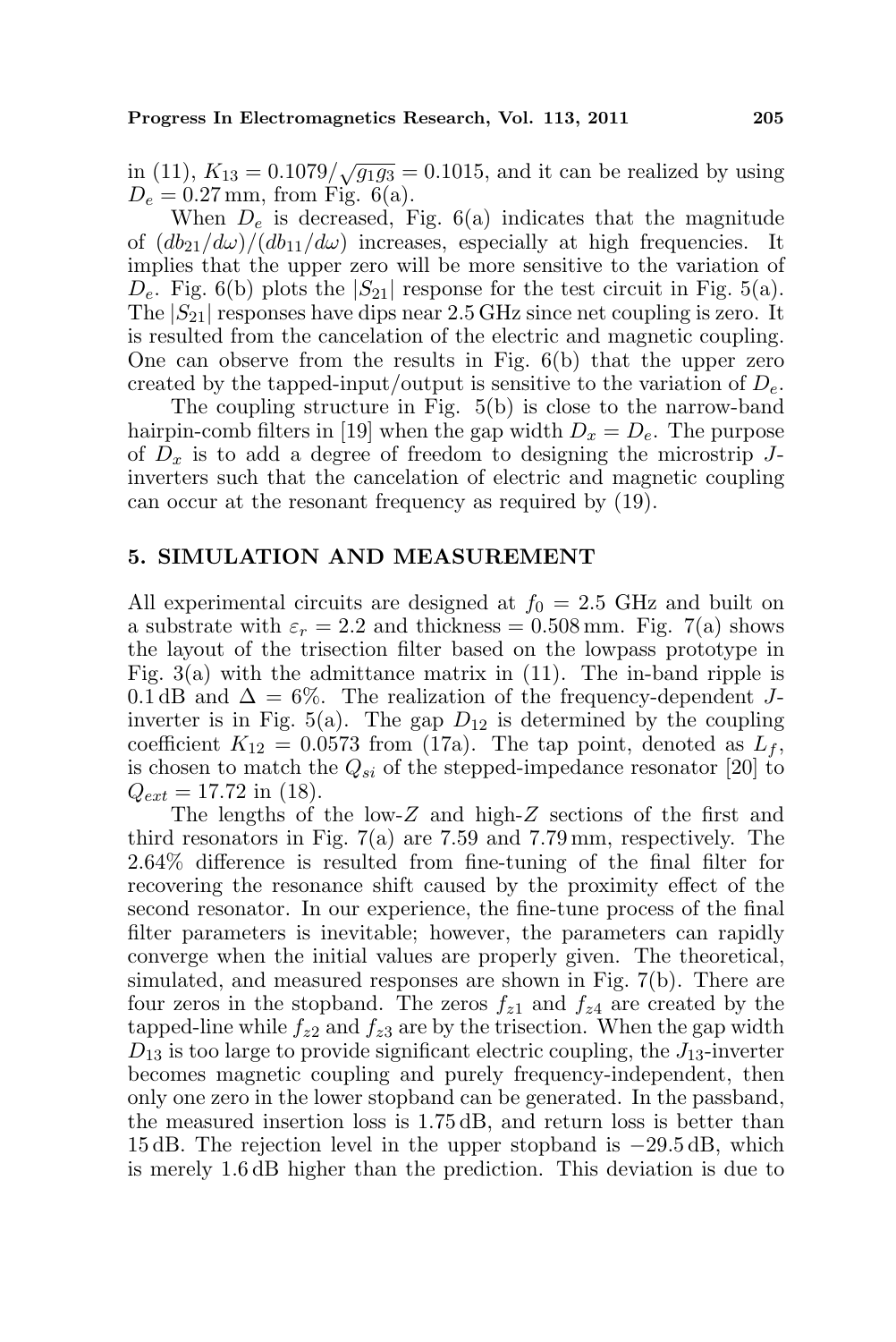in (11), $K_{13} = 0.1079/\sqrt{g_1 g_3} = 0.1015$, and it can be realized by using $D_e = 0.27$ mm, from Fig. 6(a).

When $D_e$ is decreased, Fig. 6(a) indicates that the magnitude of $(db_{21}/d\omega)/(db_{11}/d\omega)$ increases, especially at high frequencies. It implies that the upper zero will be more sensitive to the variation of $D_e$. Fig. 6(b) plots the $|S_{21}|$ response for the test circuit in Fig. 5(a). The $|S_{21}|$ responses have dips near 2.5 GHz since net coupling is zero. It is resulted from the cancelation of the electric and magnetic coupling. One can observe from the results in Fig. 6(b) that the upper zero created by the tapped-input/output is sensitive to the variation of $D_e$.

The coupling structure in Fig. 5(b) is close to the narrow-band hairpin-comb filters in [19] when the gap width $D_x = D_e$. The purpose of $D_x$ is to add a degree of freedom to designing the microstrip $J$-inverters such that the cancelation of electric and magnetic coupling can occur at the resonant frequency as required by (19).

## 5. SIMULATION AND MEASUREMENT

All experimental circuits are designed at $f_0 = 2.5$ GHz and built on a substrate with $\varepsilon_r = 2.2$ and thickness $= 0.508$ mm. Fig. 7(a) shows the layout of the trisection filter based on the lowpass prototype in Fig. 3(a) with the admittance matrix in (11). The in-band ripple is 0.1 dB and $\Delta = 6\%$. The realization of the frequency-dependent $J$-inverter is in Fig. 5(a). The gap $D_{12}$ is determined by the coupling coefficient $K_{12} = 0.0573$ from (17a). The tap point, denoted as $L_f$, is chosen to match the $Q_{si}$ of the stepped-impedance resonator [20] to $Q_{ext} = 17.72$ in (18).

The lengths of the low-$Z$ and high-$Z$ sections of the first and third resonators in Fig. 7(a) are 7.59 and 7.79 mm, respectively. The 2.64% difference is resulted from fine-tuning of the final filter for recovering the resonance shift caused by the proximity effect of the second resonator. In our experience, the fine-tune process of the final filter parameters is inevitable; however, the parameters can rapidly converge when the initial values are properly given. The theoretical, simulated, and measured responses are shown in Fig. 7(b). There are four zeros in the stopband. The zeros $f_{z1}$ and $f_{z4}$ are created by the tapped-line while $f_{z2}$ and $f_{z3}$ are by the trisection. When the gap width $D_{13}$ is too large to provide significant electric coupling, the $J_{13}$-inverter becomes magnetic coupling and purely frequency-independent, then only one zero in the lower stopband can be generated. In the passband, the measured insertion loss is 1.75 dB, and return loss is better than 15 dB. The rejection level in the upper stopband is $-29.5$ dB, which is merely 1.6 dB higher than the prediction. This deviation is due to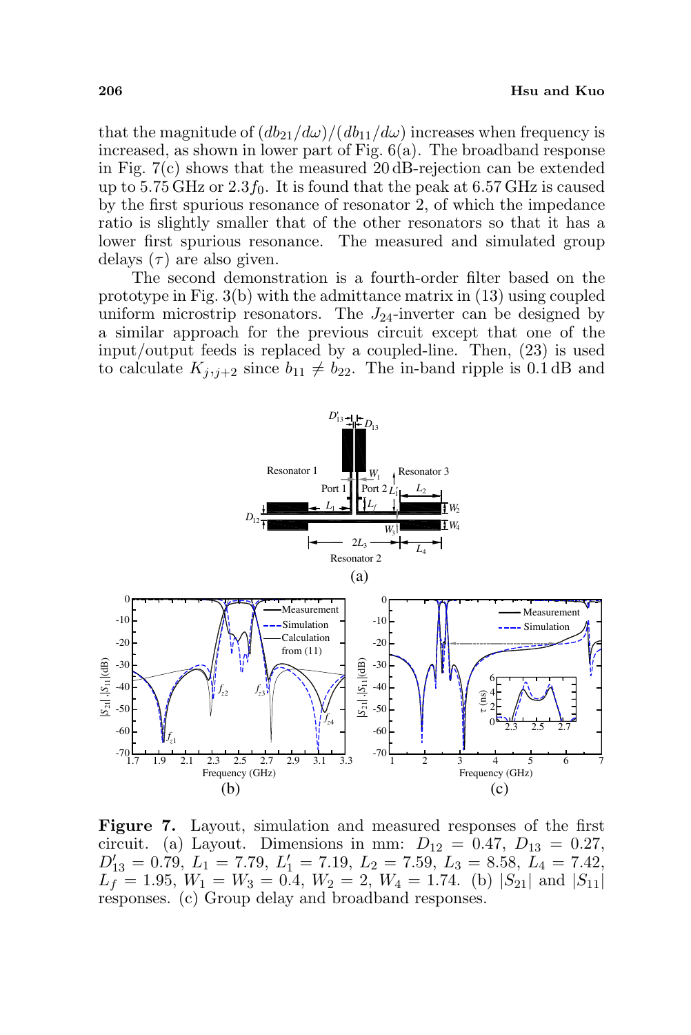that the magnitude of $(db_{21}/d\omega)/(db_{11}/d\omega)$ increases when frequency is increased, as shown in lower part of Fig. 6(a). The broadband response in Fig. 7(c) shows that the measured 20 dB-rejection can be extended up to 5.75 GHz or $2.3f_0$. It is found that the peak at 6.57 GHz is caused by the first spurious resonance of resonator 2, of which the impedance ratio is slightly smaller that of the other resonators so that it has a lower first spurious resonance. The measured and simulated group delays ($\tau$) are also given.

The second demonstration is a fourth-order filter based on the prototype in Fig. 3(b) with the admittance matrix in (13) using coupled uniform microstrip resonators. The $J_{24}$-inverter can be designed by a similar approach for the previous circuit except that one of the input/output feeds is replaced by a coupled-line. Then, (23) is used to calculate $K_{j,j+2}$ since $b_{11} \neq b_{22}$. The in-band ripple is 0.1 dB and

$D'_{13}$ $D_{13}$
Resonator 1
Resonator 3
$W_1$
Port 1
Port 2
$L'_1$
$L_2$
$L_1$
$L_f$
$W_2$
$D_{12}$
$W_3$
$W_4$
$2L_3$
$L_4$
Resonator 2
(a)

0
-10
-20
-30
-40
-50
-60
-70
$|S_{21}|, |S_{11}|$(dB)
1.7 1.9 2.1 2.3 2.5 2.7 2.9 3.1 3.3
Frequency (GHz)
Measurement
Simulation
Calculation from (11)
$f_{z1}$
$f_{z2}$
$f_{z3}$
$f_{z4}$
(b)

0
-10
-20
-30
-40
-50
-60
-70
$|S_{21}|, |S_{11}|$(dB)
1 2 3 4 5 6 7
Frequency (GHz)
Measurement
Simulation
$\tau$ (ns)
0 2 4 6
2.3 2.5 2.7
(c)

**Figure 7.** Layout, simulation and measured responses of the first circuit. (a) Layout. Dimensions in mm: $D_{12} = 0.47$, $D_{13} = 0.27$, $D'_{13} = 0.79$, $L_1 = 7.79$, $L'_1 = 7.19$, $L_2 = 7.59$, $L_3 = 8.58$, $L_4 = 7.42$, $L_f = 1.95$, $W_1 = W_3 = 0.4$, $W_2 = 2$, $W_4 = 1.74$. (b) $|S_{21}|$ and $|S_{11}|$ responses. (c) Group delay and broadband responses.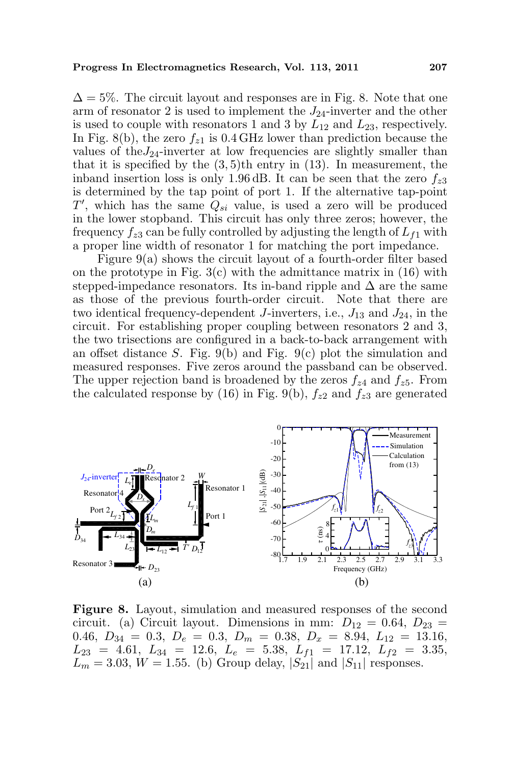$\Delta = 5\%$. The circuit layout and responses are in Fig. 8. Note that one arm of resonator 2 is used to implement the $J_{24}$-inverter and the other is used to couple with resonators 1 and 3 by $L_{12}$ and $L_{23}$, respectively. In Fig. 8(b), the zero $f_{z1}$ is 0.4 GHz lower than prediction because the values of the $J_{24}$-inverter at low frequencies are slightly smaller than that it is specified by the $(3, 5)$th entry in (13). In measurement, the inband insertion loss is only 1.96 dB. It can be seen that the zero $f_{z3}$ is determined by the tap point of port 1. If the alternative tap-point $T'$, which has the same $Q_{si}$ value, is used a zero will be produced in the lower stopband. This circuit has only three zeros; however, the frequency $f_{z3}$ can be fully controlled by adjusting the length of $L_{f1}$ with a proper line width of resonator 1 for matching the port impedance.

Figure 9(a) shows the circuit layout of a fourth-order filter based on the prototype in Fig. 3(c) with the admittance matrix in (16) with stepped-impedance resonators. Its in-band ripple and $\Delta$ are the same as those of the previous fourth-order circuit. Note that there are two identical frequency-dependent $J$-inverters, i.e., $J_{13}$ and $J_{24}$, in the circuit. For establishing proper coupling between resonators 2 and 3, the two trisections are configured in a back-to-back arrangement with an offset distance $S$. Fig. 9(b) and Fig. 9(c) plot the simulation and measured responses. Five zeros around the passband can be observed. The upper rejection band is broadened by the zeros $f_{z4}$ and $f_{z5}$. From the calculated response by (16) in Fig. 9(b), $f_{z2}$ and $f_{z3}$ are generated

**Figure 8.** Layout, simulation and measured responses of the second circuit. (a) Circuit layout. Dimensions in mm: $D_{12} = 0.64$, $D_{23} = 0.46$, $D_{34} = 0.3$, $D_e = 0.3$, $D_m = 0.38$, $D_x = 8.94$, $L_{12} = 13.16$, $L_{23} = 4.61$, $L_{34} = 12.6$, $L_e = 5.38$, $L_{f1} = 17.12$, $L_{f2} = 3.35$, $L_m = 3.03$, $W = 1.55$. (b) Group delay, $|S_{21}|$ and $|S_{11}|$ responses.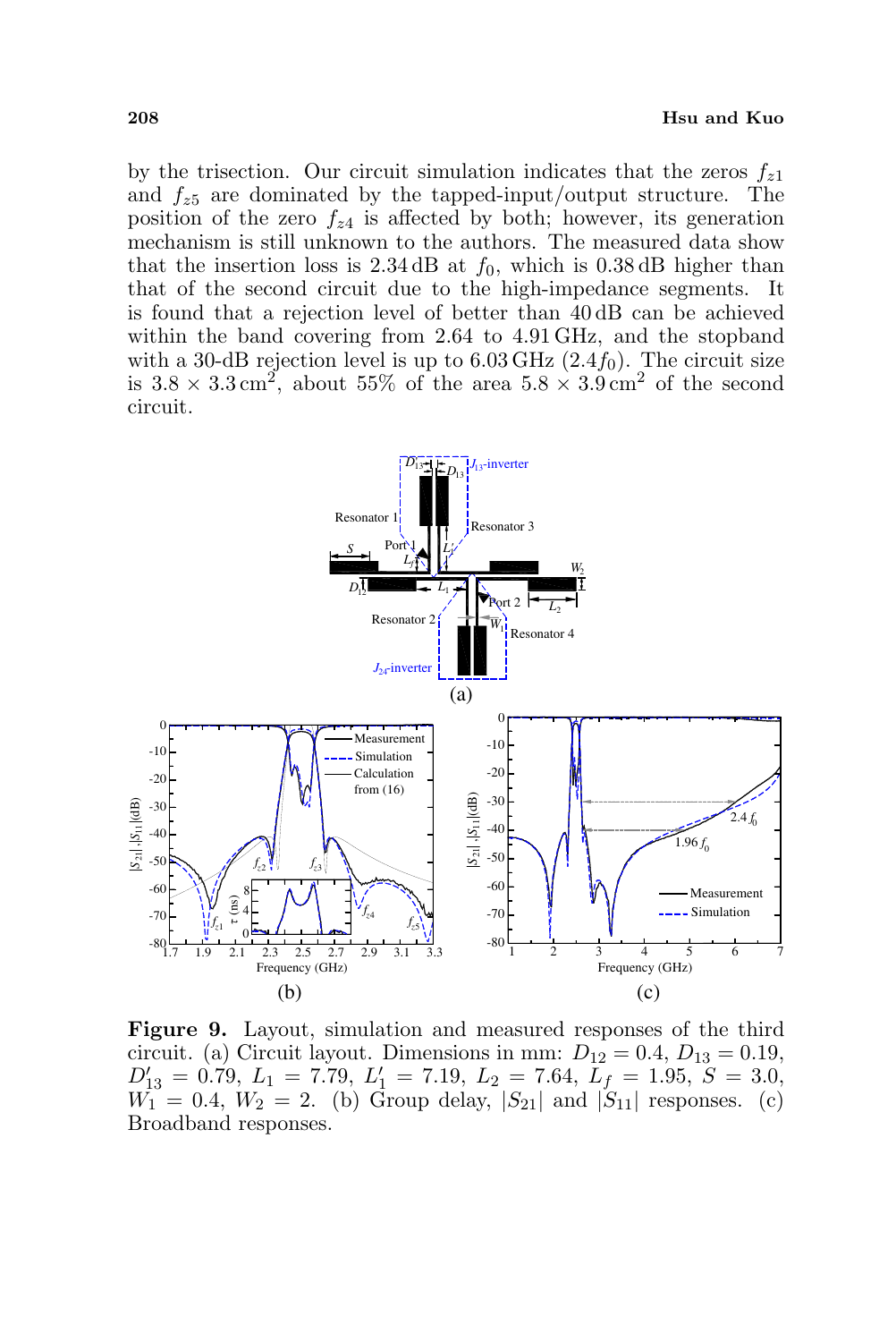by the trisection. Our circuit simulation indicates that the zeros $f_{z1}$ and $f_{z5}$ are dominated by the tapped-input/output structure. The position of the zero $f_{z4}$ is affected by both; however, its generation mechanism is still unknown to the authors. The measured data show that the insertion loss is 2.34 dB at $f_0$, which is 0.38 dB higher than that of the second circuit due to the high-impedance segments. It is found that a rejection level of better than 40 dB can be achieved within the band covering from 2.64 to 4.91 GHz, and the stopband with a 30-dB rejection level is up to 6.03 GHz ($2.4f_0$). The circuit size is $3.8 \times 3.3\,\text{cm}^2$, about 55% of the area $5.8 \times 3.9\,\text{cm}^2$ of the second circuit.

$D_{13}$
$D_{13}$
$J_{13}$-inverter
Resonator 1
Resonator 3
$S$
Port 1
$L_f$
$L_1'$
$W_2$
$D_{12}$
$L_1$
Port 2
$L_2$
Resonator 2
$W_1$
Resonator 4
$J_{24}$-inverter
(a)

$|S_{21}|$, $|S_{11}|$ (dB)
Measurement
Simulation
Calculation from (16)
$f_{z1}$
$f_{z2}$
$f_{z3}$
$f_{z4}$
$f_{z5}$
$\tau$ (ns)
Frequency (GHz)
(b)

$|S_{21}|$, $|S_{11}|$ (dB)
$2.4\,f_0$
$1.96\,f_0$
Measurement
Simulation
Frequency (GHz)
(c)

**Figure 9.** Layout, simulation and measured responses of the third circuit. (a) Circuit layout. Dimensions in mm: $D_{12} = 0.4$, $D_{13} = 0.19$, $D_{13}' = 0.79$, $L_1 = 7.79$, $L_1' = 7.19$, $L_2 = 7.64$, $L_f = 1.95$, $S = 3.0$, $W_1 = 0.4$, $W_2 = 2$. (b) Group delay, $|S_{21}|$ and $|S_{11}|$ responses. (c) Broadband responses.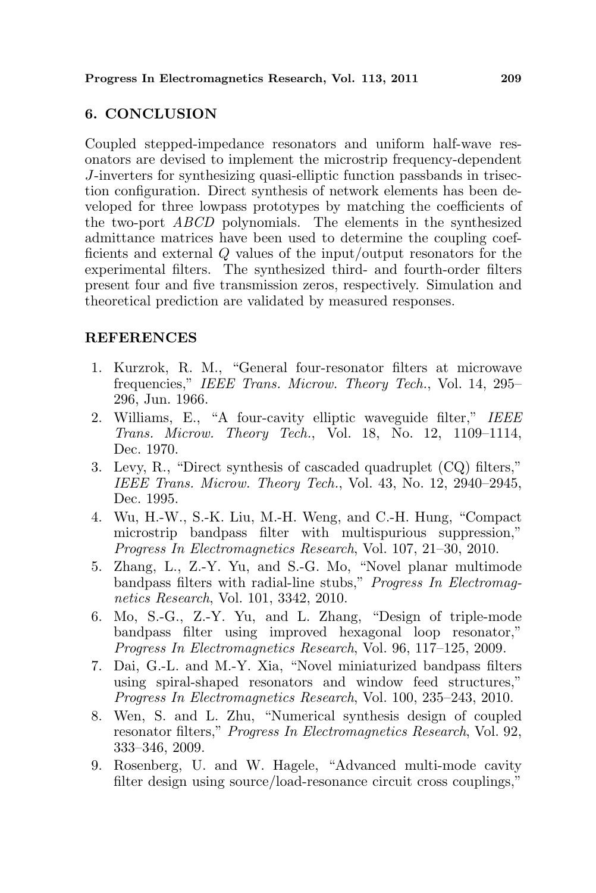## 6. CONCLUSION

Coupled stepped-impedance resonators and uniform half-wave resonators are devised to implement the microstrip frequency-dependent $J$-inverters for synthesizing quasi-elliptic function passbands in trisection configuration. Direct synthesis of network elements has been developed for three lowpass prototypes by matching the coefficients of the two-port $ABCD$ polynomials. The elements in the synthesized admittance matrices have been used to determine the coupling coefficients and external $Q$ values of the input/output resonators for the experimental filters. The synthesized third- and fourth-order filters present four and five transmission zeros, respectively. Simulation and theoretical prediction are validated by measured responses.

## REFERENCES

1. Kurzrok, R. M., "General four-resonator filters at microwave frequencies," *IEEE Trans. Microw. Theory Tech.*, Vol. 14, 295–296, Jun. 1966.
2. Williams, E., "A four-cavity elliptic waveguide filter," *IEEE Trans. Microw. Theory Tech.*, Vol. 18, No. 12, 1109–1114, Dec. 1970.
3. Levy, R., "Direct synthesis of cascaded quadruplet (CQ) filters," *IEEE Trans. Microw. Theory Tech.*, Vol. 43, No. 12, 2940–2945, Dec. 1995.
4. Wu, H.-W., S.-K. Liu, M.-H. Weng, and C.-H. Hung, "Compact microstrip bandpass filter with multispurious suppression," *Progress In Electromagnetics Research*, Vol. 107, 21–30, 2010.
5. Zhang, L., Z.-Y. Yu, and S.-G. Mo, "Novel planar multimode bandpass filters with radial-line stubs," *Progress In Electromagnetics Research*, Vol. 101, 3342, 2010.
6. Mo, S.-G., Z.-Y. Yu, and L. Zhang, "Design of triple-mode bandpass filter using improved hexagonal loop resonator," *Progress In Electromagnetics Research*, Vol. 96, 117–125, 2009.
7. Dai, G.-L. and M.-Y. Xia, "Novel miniaturized bandpass filters using spiral-shaped resonators and window feed structures," *Progress In Electromagnetics Research*, Vol. 100, 235–243, 2010.
8. Wen, S. and L. Zhu, "Numerical synthesis design of coupled resonator filters," *Progress In Electromagnetics Research*, Vol. 92, 333–346, 2009.
9. Rosenberg, U. and W. Hagele, "Advanced multi-mode cavity filter design using source/load-resonance circuit cross couplings,"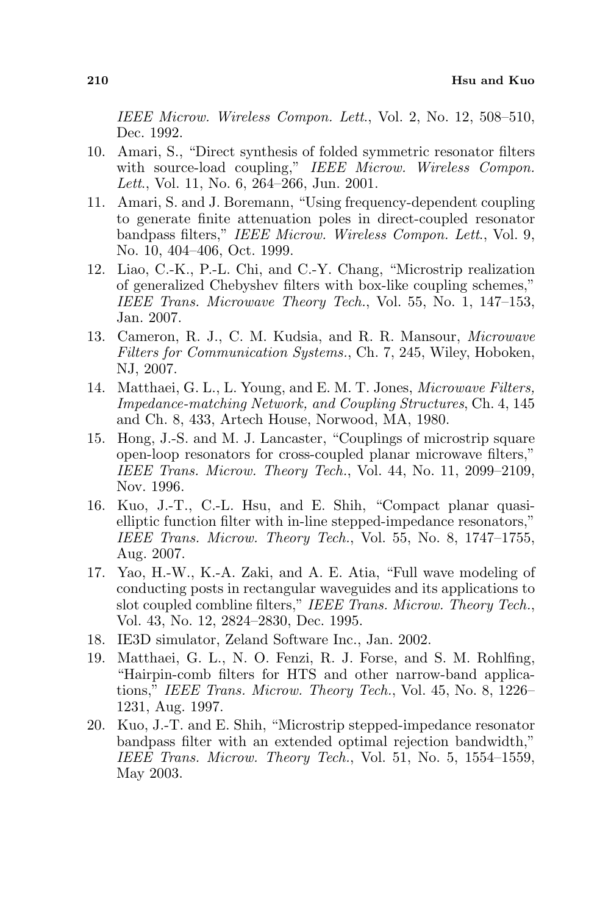*IEEE Microw. Wireless Compon. Lett.*, Vol. 2, No. 12, 508–510, Dec. 1992.

10. Amari, S., "Direct synthesis of folded symmetric resonator filters with source-load coupling," *IEEE Microw. Wireless Compon. Lett.*, Vol. 11, No. 6, 264–266, Jun. 2001.
11. Amari, S. and J. Boremann, "Using frequency-dependent coupling to generate finite attenuation poles in direct-coupled resonator bandpass filters," *IEEE Microw. Wireless Compon. Lett.*, Vol. 9, No. 10, 404–406, Oct. 1999.
12. Liao, C.-K., P.-L. Chi, and C.-Y. Chang, "Microstrip realization of generalized Chebyshev filters with box-like coupling schemes," *IEEE Trans. Microwave Theory Tech.*, Vol. 55, No. 1, 147–153, Jan. 2007.
13. Cameron, R. J., C. M. Kudsia, and R. R. Mansour, *Microwave Filters for Communication Systems.*, Ch. 7, 245, Wiley, Hoboken, NJ, 2007.
14. Matthaei, G. L., L. Young, and E. M. T. Jones, *Microwave Filters, Impedance-matching Network, and Coupling Structures*, Ch. 4, 145 and Ch. 8, 433, Artech House, Norwood, MA, 1980.
15. Hong, J.-S. and M. J. Lancaster, "Couplings of microstrip square open-loop resonators for cross-coupled planar microwave filters," *IEEE Trans. Microw. Theory Tech.*, Vol. 44, No. 11, 2099–2109, Nov. 1996.
16. Kuo, J.-T., C.-L. Hsu, and E. Shih, "Compact planar quasi-elliptic function filter with in-line stepped-impedance resonators," *IEEE Trans. Microw. Theory Tech.*, Vol. 55, No. 8, 1747–1755, Aug. 2007.
17. Yao, H.-W., K.-A. Zaki, and A. E. Atia, "Full wave modeling of conducting posts in rectangular waveguides and its applications to slot coupled combline filters," *IEEE Trans. Microw. Theory Tech.*, Vol. 43, No. 12, 2824–2830, Dec. 1995.
18. IE3D simulator, Zeland Software Inc., Jan. 2002.
19. Matthaei, G. L., N. O. Fenzi, R. J. Forse, and S. M. Rohlfing, "Hairpin-comb filters for HTS and other narrow-band applications," *IEEE Trans. Microw. Theory Tech.*, Vol. 45, No. 8, 1226–1231, Aug. 1997.
20. Kuo, J.-T. and E. Shih, "Microstrip stepped-impedance resonator bandpass filter with an extended optimal rejection bandwidth," *IEEE Trans. Microw. Theory Tech.*, Vol. 51, No. 5, 1554–1559, May 2003.